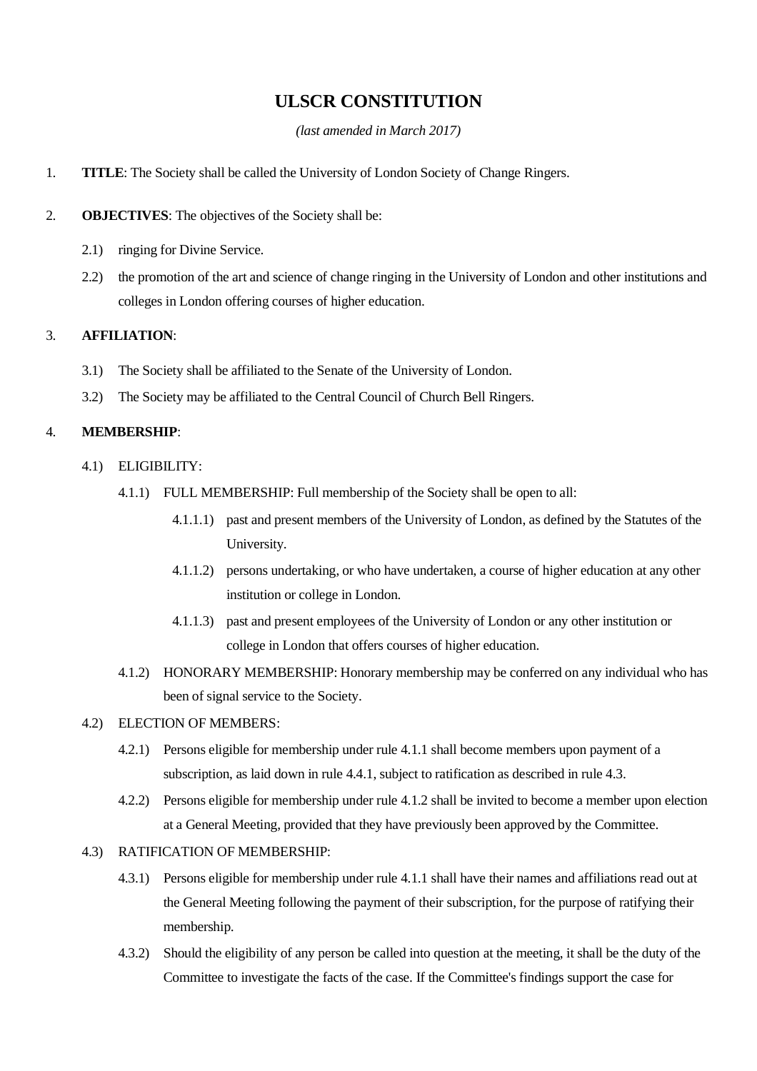# ULSCR CONSTITUTION

*(last amended in March 2017)*

1. **TITLE**: The Society shall be called the University of London Society of Change Ringers.

2. **OBJECTIVES**: The objectives of the Society shall be:

    2.1) ringing for Divine Service.

    2.2) the promotion of the art and science of change ringing in the University of London and other institutions and colleges in London offering courses of higher education.

3. **AFFILIATION**:

    3.1) The Society shall be affiliated to the Senate of the University of London.

    3.2) The Society may be affiliated to the Central Council of Church Bell Ringers.

4. **MEMBERSHIP**:

    4.1) ELIGIBILITY:

    4.1.1) FULL MEMBERSHIP: Full membership of the Society shall be open to all:

    4.1.1.1) past and present members of the University of London, as defined by the Statutes of the University.

    4.1.1.2) persons undertaking, or who have undertaken, a course of higher education at any other institution or college in London.

    4.1.1.3) past and present employees of the University of London or any other institution or college in London that offers courses of higher education.

    4.1.2) HONORARY MEMBERSHIP: Honorary membership may be conferred on any individual who has been of signal service to the Society.

    4.2) ELECTION OF MEMBERS:

    4.2.1) Persons eligible for membership under rule 4.1.1 shall become members upon payment of a subscription, as laid down in rule 4.4.1, subject to ratification as described in rule 4.3.

    4.2.2) Persons eligible for membership under rule 4.1.2 shall be invited to become a member upon election at a General Meeting, provided that they have previously been approved by the Committee.

    4.3) RATIFICATION OF MEMBERSHIP:

    4.3.1) Persons eligible for membership under rule 4.1.1 shall have their names and affiliations read out at the General Meeting following the payment of their subscription, for the purpose of ratifying their membership.

    4.3.2) Should the eligibility of any person be called into question at the meeting, it shall be the duty of the Committee to investigate the facts of the case. If the Committee's findings support the case for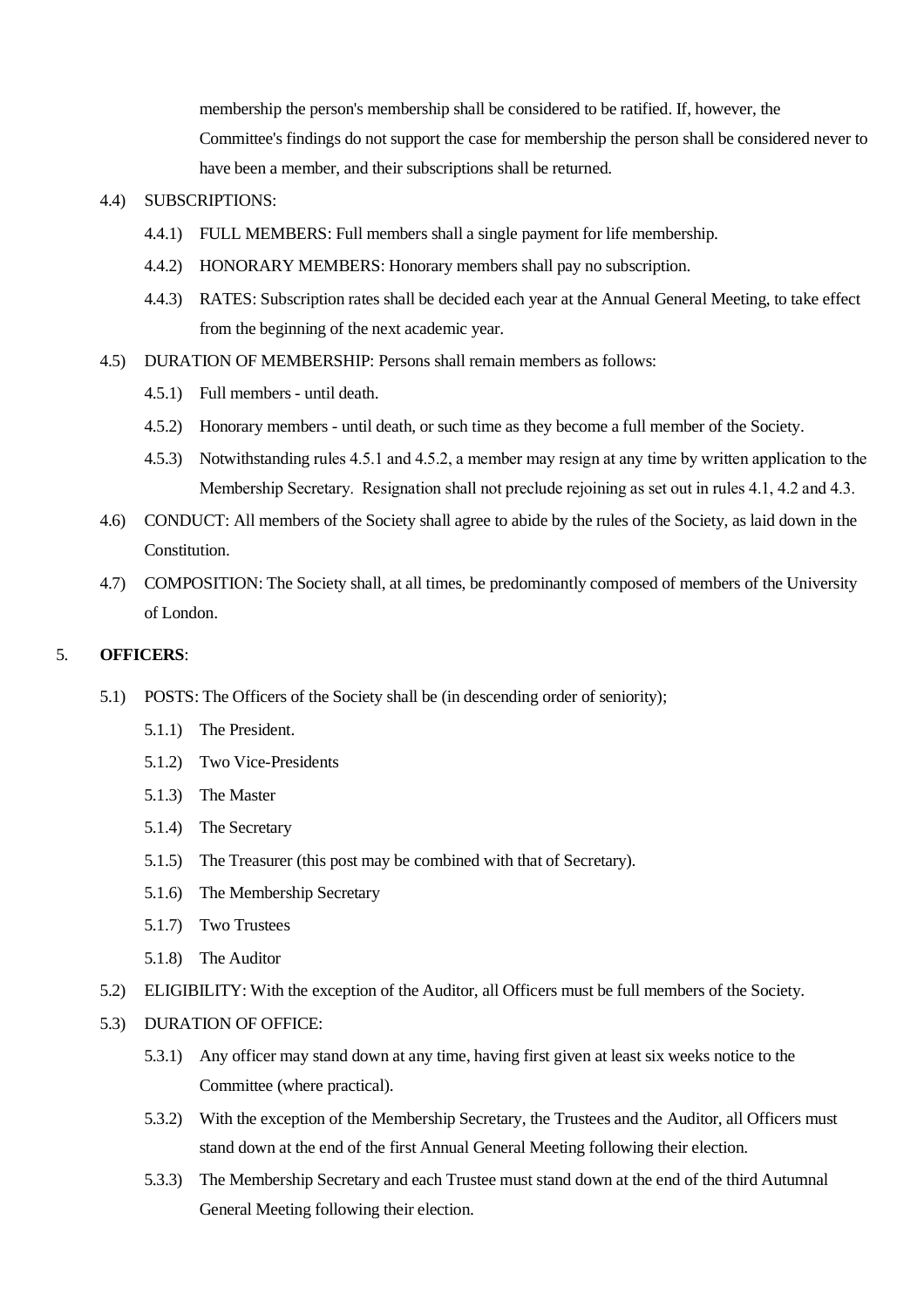membership the person's membership shall be considered to be ratified. If, however, the Committee's findings do not support the case for membership the person shall be considered never to have been a member, and their subscriptions shall be returned.

- 4.4) SUBSCRIPTIONS:
  - 4.4.1) FULL MEMBERS: Full members shall a single payment for life membership.
  - 4.4.2) HONORARY MEMBERS: Honorary members shall pay no subscription.
  - 4.4.3) RATES: Subscription rates shall be decided each year at the Annual General Meeting, to take effect from the beginning of the next academic year.
- 4.5) DURATION OF MEMBERSHIP: Persons shall remain members as follows:
  - 4.5.1) Full members - until death.
  - 4.5.2) Honorary members - until death, or such time as they become a full member of the Society.
  - 4.5.3) Notwithstanding rules 4.5.1 and 4.5.2, a member may resign at any time by written application to the Membership Secretary. Resignation shall not preclude rejoining as set out in rules 4.1, 4.2 and 4.3.
- 4.6) CONDUCT: All members of the Society shall agree to abide by the rules of the Society, as laid down in the Constitution.
- 4.7) COMPOSITION: The Society shall, at all times, be predominantly composed of members of the University of London.

5. **OFFICERS**:

- 5.1) POSTS: The Officers of the Society shall be (in descending order of seniority);
  - 5.1.1) The President.
  - 5.1.2) Two Vice-Presidents
  - 5.1.3) The Master
  - 5.1.4) The Secretary
  - 5.1.5) The Treasurer (this post may be combined with that of Secretary).
  - 5.1.6) The Membership Secretary
  - 5.1.7) Two Trustees
  - 5.1.8) The Auditor
- 5.2) ELIGIBILITY: With the exception of the Auditor, all Officers must be full members of the Society.
- 5.3) DURATION OF OFFICE:
  - 5.3.1) Any officer may stand down at any time, having first given at least six weeks notice to the Committee (where practical).
  - 5.3.2) With the exception of the Membership Secretary, the Trustees and the Auditor, all Officers must stand down at the end of the first Annual General Meeting following their election.
  - 5.3.3) The Membership Secretary and each Trustee must stand down at the end of the third Autumnal General Meeting following their election.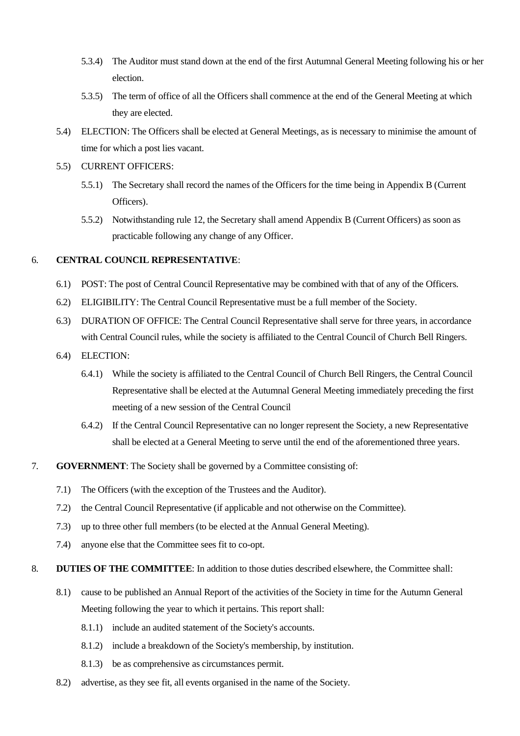5.3.4) The Auditor must stand down at the end of the first Autumnal General Meeting following his or her election.

5.3.5) The term of office of all the Officers shall commence at the end of the General Meeting at which they are elected.

5.4) ELECTION: The Officers shall be elected at General Meetings, as is necessary to minimise the amount of time for which a post lies vacant.

5.5) CURRENT OFFICERS:

5.5.1) The Secretary shall record the names of the Officers for the time being in Appendix B (Current Officers).

5.5.2) Notwithstanding rule 12, the Secretary shall amend Appendix B (Current Officers) as soon as practicable following any change of any Officer.

6. **CENTRAL COUNCIL REPRESENTATIVE**:

6.1) POST: The post of Central Council Representative may be combined with that of any of the Officers.

6.2) ELIGIBILITY: The Central Council Representative must be a full member of the Society.

6.3) DURATION OF OFFICE: The Central Council Representative shall serve for three years, in accordance with Central Council rules, while the society is affiliated to the Central Council of Church Bell Ringers.

6.4) ELECTION:

6.4.1) While the society is affiliated to the Central Council of Church Bell Ringers, the Central Council Representative shall be elected at the Autumnal General Meeting immediately preceding the first meeting of a new session of the Central Council

6.4.2) If the Central Council Representative can no longer represent the Society, a new Representative shall be elected at a General Meeting to serve until the end of the aforementioned three years.

7. **GOVERNMENT**: The Society shall be governed by a Committee consisting of:

7.1) The Officers (with the exception of the Trustees and the Auditor).

7.2) the Central Council Representative (if applicable and not otherwise on the Committee).

7.3) up to three other full members (to be elected at the Annual General Meeting).

7.4) anyone else that the Committee sees fit to co-opt.

8. **DUTIES OF THE COMMITTEE**: In addition to those duties described elsewhere, the Committee shall:

8.1) cause to be published an Annual Report of the activities of the Society in time for the Autumn General Meeting following the year to which it pertains. This report shall:

8.1.1) include an audited statement of the Society's accounts.

8.1.2) include a breakdown of the Society's membership, by institution.

8.1.3) be as comprehensive as circumstances permit.

8.2) advertise, as they see fit, all events organised in the name of the Society.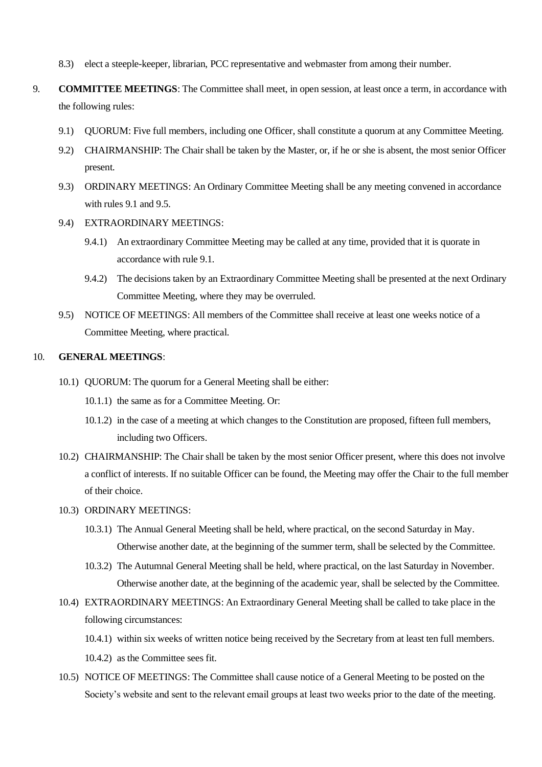8.3) elect a steeple-keeper, librarian, PCC representative and webmaster from among their number.

9. **COMMITTEE MEETINGS**: The Committee shall meet, in open session, at least once a term, in accordance with the following rules:

   9.1) QUORUM: Five full members, including one Officer, shall constitute a quorum at any Committee Meeting.

   9.2) CHAIRMANSHIP: The Chair shall be taken by the Master, or, if he or she is absent, the most senior Officer present.

   9.3) ORDINARY MEETINGS: An Ordinary Committee Meeting shall be any meeting convened in accordance with rules 9.1 and 9.5.

   9.4) EXTRAORDINARY MEETINGS:

   9.4.1) An extraordinary Committee Meeting may be called at any time, provided that it is quorate in accordance with rule 9.1.

   9.4.2) The decisions taken by an Extraordinary Committee Meeting shall be presented at the next Ordinary Committee Meeting, where they may be overruled.

   9.5) NOTICE OF MEETINGS: All members of the Committee shall receive at least one weeks notice of a Committee Meeting, where practical.

10. **GENERAL MEETINGS**:

   10.1) QUORUM: The quorum for a General Meeting shall be either:

   10.1.1) the same as for a Committee Meeting. Or:

   10.1.2) in the case of a meeting at which changes to the Constitution are proposed, fifteen full members, including two Officers.

   10.2) CHAIRMANSHIP: The Chair shall be taken by the most senior Officer present, where this does not involve a conflict of interests. If no suitable Officer can be found, the Meeting may offer the Chair to the full member of their choice.

   10.3) ORDINARY MEETINGS:

   10.3.1) The Annual General Meeting shall be held, where practical, on the second Saturday in May. Otherwise another date, at the beginning of the summer term, shall be selected by the Committee.

   10.3.2) The Autumnal General Meeting shall be held, where practical, on the last Saturday in November. Otherwise another date, at the beginning of the academic year, shall be selected by the Committee.

   10.4) EXTRAORDINARY MEETINGS: An Extraordinary General Meeting shall be called to take place in the following circumstances:

   10.4.1) within six weeks of written notice being received by the Secretary from at least ten full members.

   10.4.2) as the Committee sees fit.

   10.5) NOTICE OF MEETINGS: The Committee shall cause notice of a General Meeting to be posted on the Society's website and sent to the relevant email groups at least two weeks prior to the date of the meeting.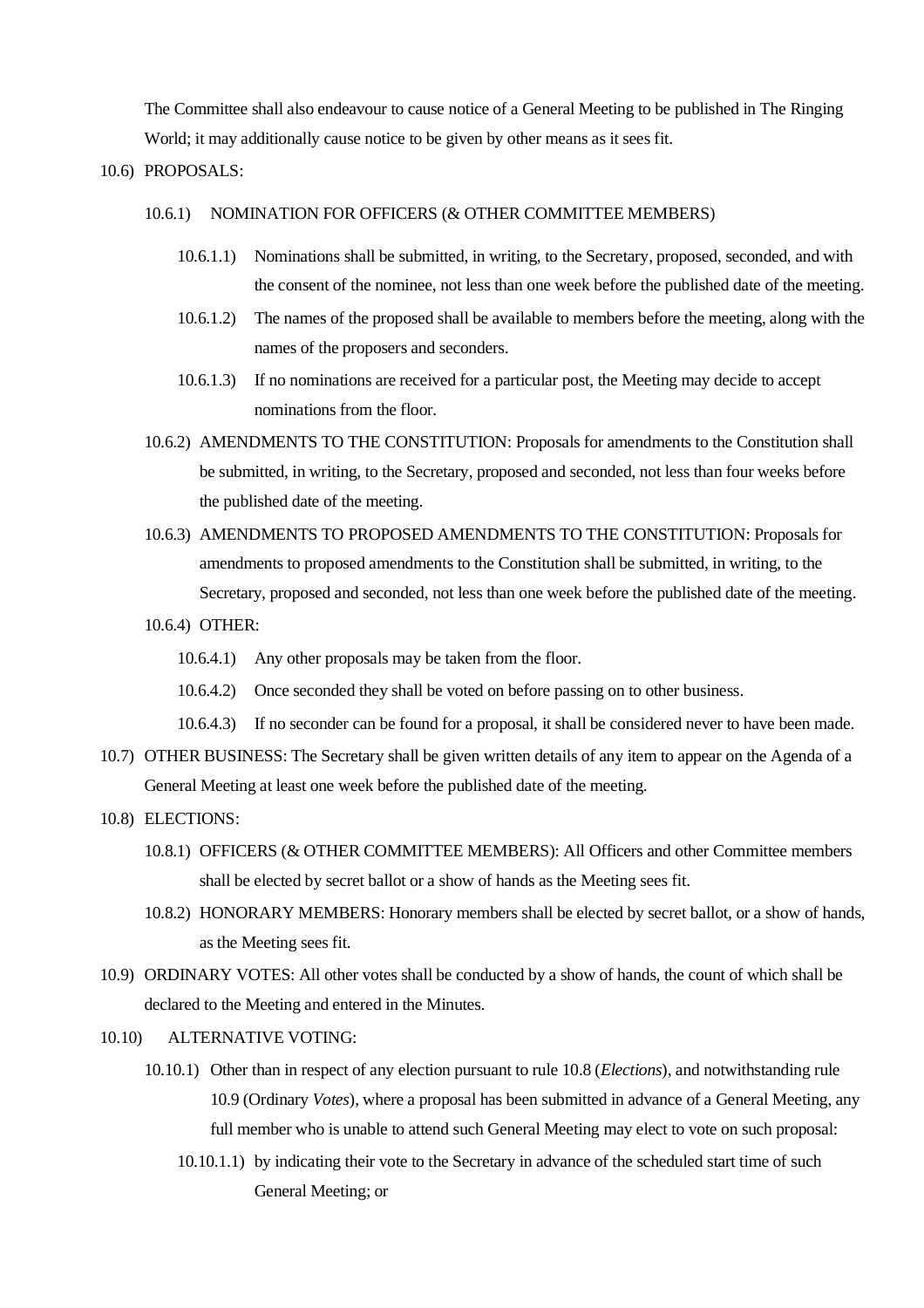The Committee shall also endeavour to cause notice of a General Meeting to be published in The Ringing World; it may additionally cause notice to be given by other means as it sees fit.

10.6) PROPOSALS:

- 10.6.1) NOMINATION FOR OFFICERS (& OTHER COMMITTEE MEMBERS)
  - 10.6.1.1) Nominations shall be submitted, in writing, to the Secretary, proposed, seconded, and with the consent of the nominee, not less than one week before the published date of the meeting.
  - 10.6.1.2) The names of the proposed shall be available to members before the meeting, along with the names of the proposers and seconders.
  - 10.6.1.3) If no nominations are received for a particular post, the Meeting may decide to accept nominations from the floor.
- 10.6.2) AMENDMENTS TO THE CONSTITUTION: Proposals for amendments to the Constitution shall be submitted, in writing, to the Secretary, proposed and seconded, not less than four weeks before the published date of the meeting.
- 10.6.3) AMENDMENTS TO PROPOSED AMENDMENTS TO THE CONSTITUTION: Proposals for amendments to proposed amendments to the Constitution shall be submitted, in writing, to the Secretary, proposed and seconded, not less than one week before the published date of the meeting.
- 10.6.4) OTHER:
  - 10.6.4.1) Any other proposals may be taken from the floor.
  - 10.6.4.2) Once seconded they shall be voted on before passing on to other business.
  - 10.6.4.3) If no seconder can be found for a proposal, it shall be considered never to have been made.

10.7) OTHER BUSINESS: The Secretary shall be given written details of any item to appear on the Agenda of a General Meeting at least one week before the published date of the meeting.

10.8) ELECTIONS:

- 10.8.1) OFFICERS (& OTHER COMMITTEE MEMBERS): All Officers and other Committee members shall be elected by secret ballot or a show of hands as the Meeting sees fit.
- 10.8.2) HONORARY MEMBERS: Honorary members shall be elected by secret ballot, or a show of hands, as the Meeting sees fit.

10.9) ORDINARY VOTES: All other votes shall be conducted by a show of hands, the count of which shall be declared to the Meeting and entered in the Minutes.

10.10) ALTERNATIVE VOTING:

- 10.10.1) Other than in respect of any election pursuant to rule 10.8 (*Elections*), and notwithstanding rule 10.9 (Ordinary *Votes*), where a proposal has been submitted in advance of a General Meeting, any full member who is unable to attend such General Meeting may elect to vote on such proposal:
  - 10.10.1.1) by indicating their vote to the Secretary in advance of the scheduled start time of such General Meeting; or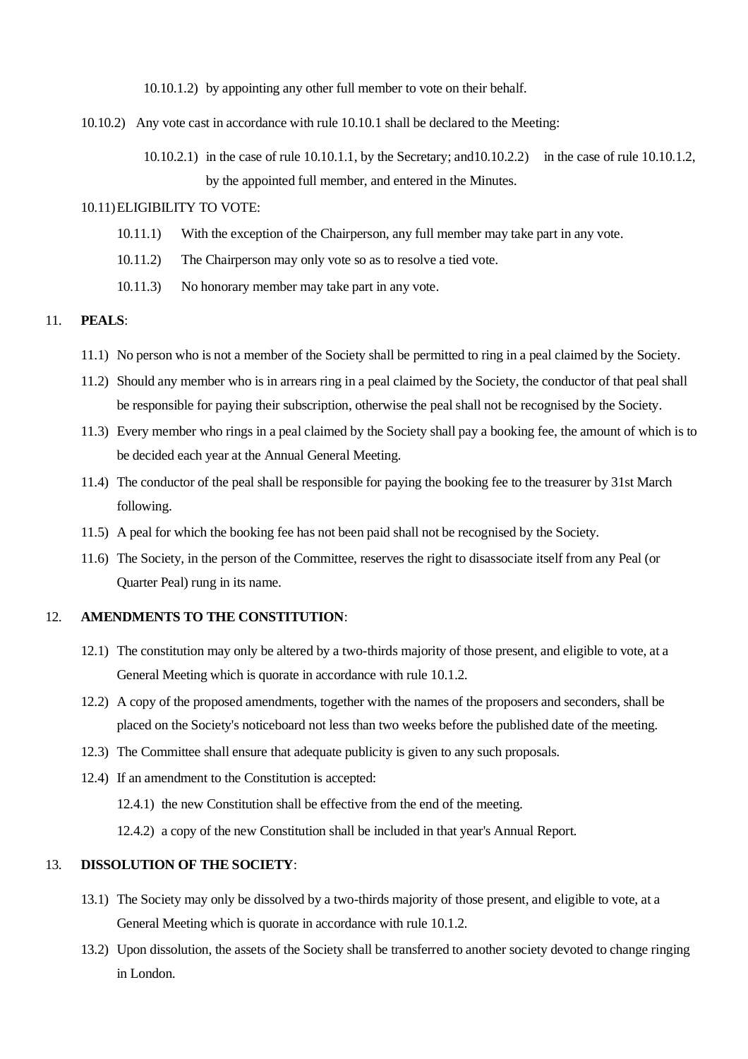10.10.1.2) by appointing any other full member to vote on their behalf.

10.10.2) Any vote cast in accordance with rule 10.10.1 shall be declared to the Meeting:

10.10.2.1) in the case of rule 10.10.1.1, by the Secretary; and10.10.2.2) in the case of rule 10.10.1.2, by the appointed full member, and entered in the Minutes.

10.11) ELIGIBILITY TO VOTE:

10.11.1) With the exception of the Chairperson, any full member may take part in any vote.

10.11.2) The Chairperson may only vote so as to resolve a tied vote.

10.11.3) No honorary member may take part in any vote.

11. **PEALS**:

11.1) No person who is not a member of the Society shall be permitted to ring in a peal claimed by the Society.

11.2) Should any member who is in arrears ring in a peal claimed by the Society, the conductor of that peal shall be responsible for paying their subscription, otherwise the peal shall not be recognised by the Society.

11.3) Every member who rings in a peal claimed by the Society shall pay a booking fee, the amount of which is to be decided each year at the Annual General Meeting.

11.4) The conductor of the peal shall be responsible for paying the booking fee to the treasurer by 31st March following.

11.5) A peal for which the booking fee has not been paid shall not be recognised by the Society.

11.6) The Society, in the person of the Committee, reserves the right to disassociate itself from any Peal (or Quarter Peal) rung in its name.

12. **AMENDMENTS TO THE CONSTITUTION**:

12.1) The constitution may only be altered by a two-thirds majority of those present, and eligible to vote, at a General Meeting which is quorate in accordance with rule 10.1.2.

12.2) A copy of the proposed amendments, together with the names of the proposers and seconders, shall be placed on the Society's noticeboard not less than two weeks before the published date of the meeting.

12.3) The Committee shall ensure that adequate publicity is given to any such proposals.

12.4) If an amendment to the Constitution is accepted:

12.4.1) the new Constitution shall be effective from the end of the meeting.

12.4.2) a copy of the new Constitution shall be included in that year's Annual Report.

13. **DISSOLUTION OF THE SOCIETY**:

13.1) The Society may only be dissolved by a two-thirds majority of those present, and eligible to vote, at a General Meeting which is quorate in accordance with rule 10.1.2.

13.2) Upon dissolution, the assets of the Society shall be transferred to another society devoted to change ringing in London.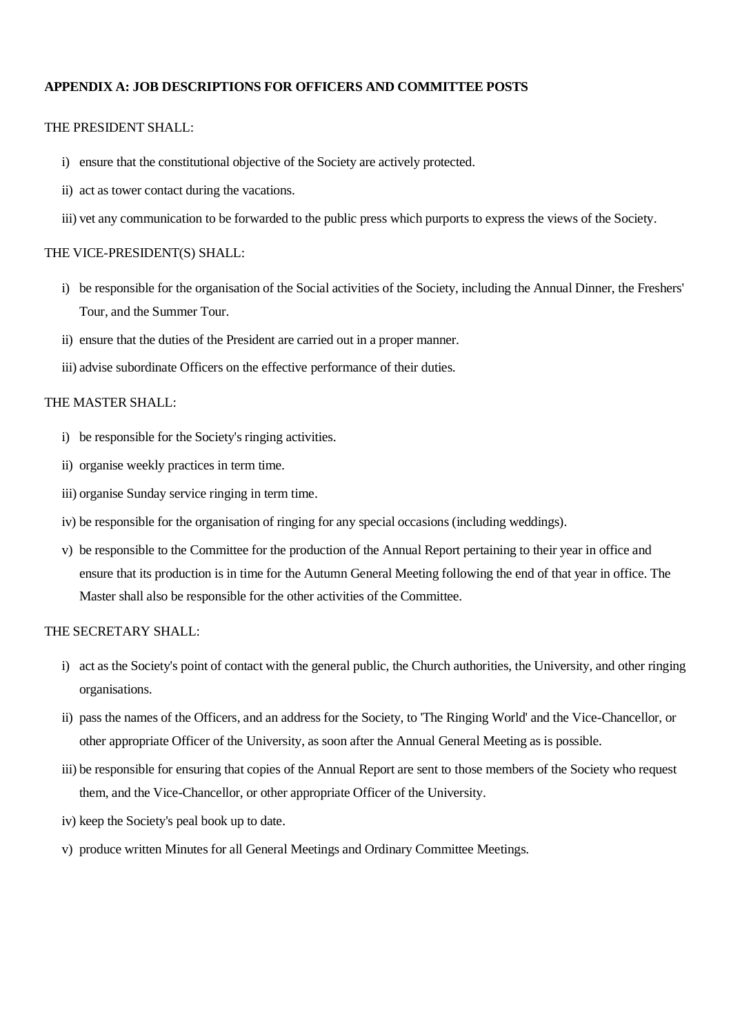**APPENDIX A: JOB DESCRIPTIONS FOR OFFICERS AND COMMITTEE POSTS**

THE PRESIDENT SHALL:

i) ensure that the constitutional objective of the Society are actively protected.

ii) act as tower contact during the vacations.

iii) vet any communication to be forwarded to the public press which purports to express the views of the Society.

THE VICE-PRESIDENT(S) SHALL:

i) be responsible for the organisation of the Social activities of the Society, including the Annual Dinner, the Freshers' Tour, and the Summer Tour.

ii) ensure that the duties of the President are carried out in a proper manner.

iii) advise subordinate Officers on the effective performance of their duties.

THE MASTER SHALL:

i) be responsible for the Society's ringing activities.

ii) organise weekly practices in term time.

iii) organise Sunday service ringing in term time.

iv) be responsible for the organisation of ringing for any special occasions (including weddings).

v) be responsible to the Committee for the production of the Annual Report pertaining to their year in office and ensure that its production is in time for the Autumn General Meeting following the end of that year in office. The Master shall also be responsible for the other activities of the Committee.

THE SECRETARY SHALL:

i) act as the Society's point of contact with the general public, the Church authorities, the University, and other ringing organisations.

ii) pass the names of the Officers, and an address for the Society, to 'The Ringing World' and the Vice-Chancellor, or other appropriate Officer of the University, as soon after the Annual General Meeting as is possible.

iii) be responsible for ensuring that copies of the Annual Report are sent to those members of the Society who request them, and the Vice-Chancellor, or other appropriate Officer of the University.

iv) keep the Society's peal book up to date.

v) produce written Minutes for all General Meetings and Ordinary Committee Meetings.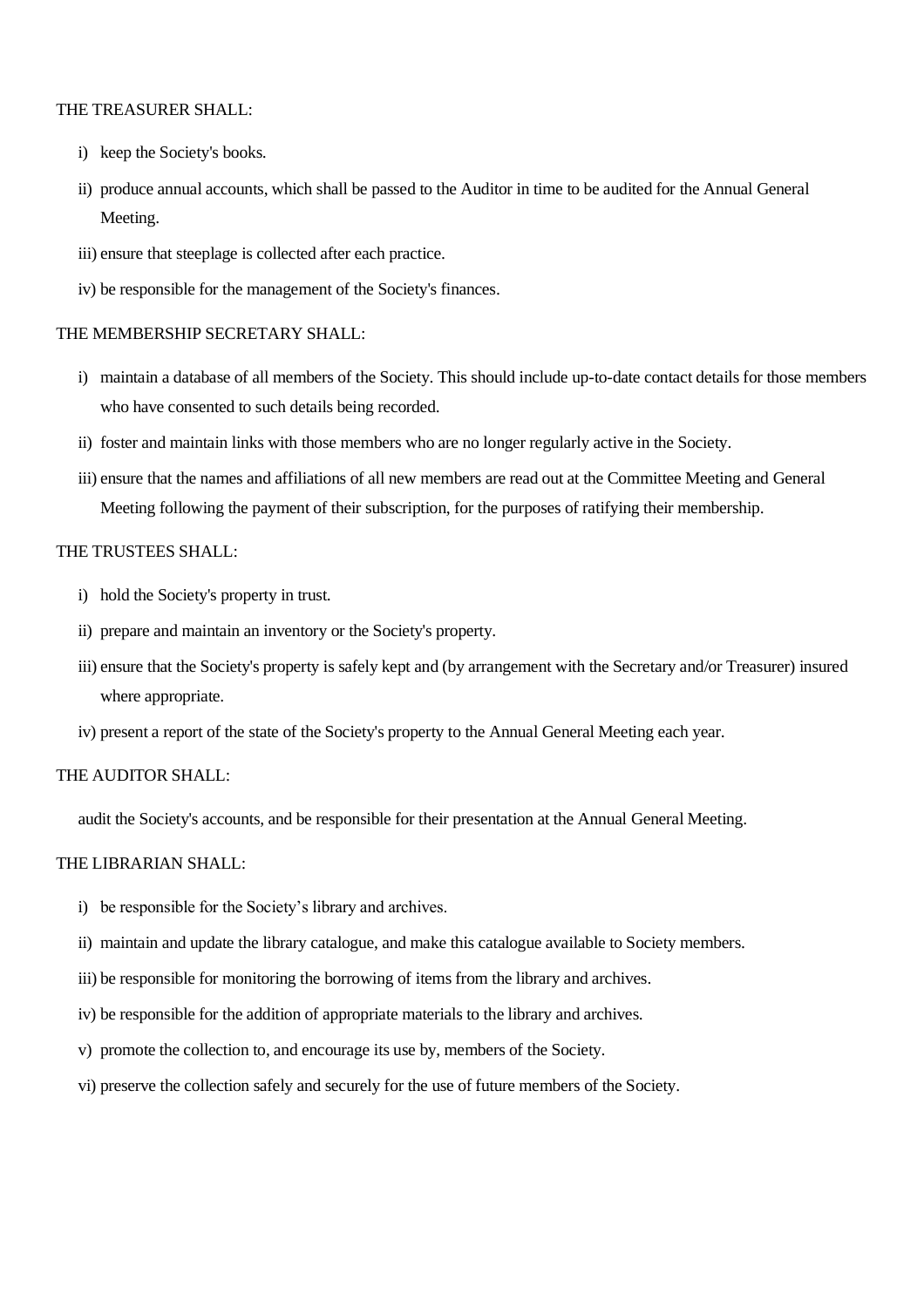THE TREASURER SHALL:

i) keep the Society's books.

ii) produce annual accounts, which shall be passed to the Auditor in time to be audited for the Annual General Meeting.

iii) ensure that steeplage is collected after each practice.

iv) be responsible for the management of the Society's finances.

THE MEMBERSHIP SECRETARY SHALL:

i) maintain a database of all members of the Society. This should include up-to-date contact details for those members who have consented to such details being recorded.

ii) foster and maintain links with those members who are no longer regularly active in the Society.

iii) ensure that the names and affiliations of all new members are read out at the Committee Meeting and General Meeting following the payment of their subscription, for the purposes of ratifying their membership.

THE TRUSTEES SHALL:

i) hold the Society's property in trust.

ii) prepare and maintain an inventory or the Society's property.

iii) ensure that the Society's property is safely kept and (by arrangement with the Secretary and/or Treasurer) insured where appropriate.

iv) present a report of the state of the Society's property to the Annual General Meeting each year.

THE AUDITOR SHALL:

audit the Society's accounts, and be responsible for their presentation at the Annual General Meeting.

THE LIBRARIAN SHALL:

i) be responsible for the Society's library and archives.

ii) maintain and update the library catalogue, and make this catalogue available to Society members.

iii) be responsible for monitoring the borrowing of items from the library and archives.

iv) be responsible for the addition of appropriate materials to the library and archives.

v) promote the collection to, and encourage its use by, members of the Society.

vi) preserve the collection safely and securely for the use of future members of the Society.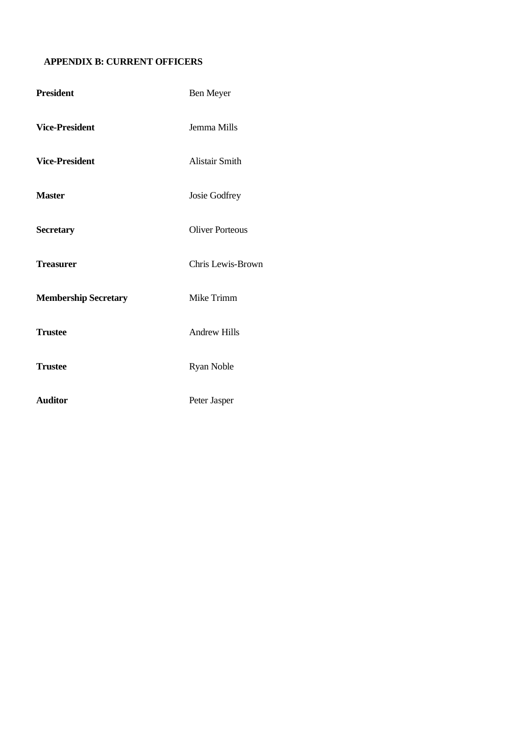### APPENDIX B: CURRENT OFFICERS

| | |
|---|---|
| **President** | Ben Meyer |
| **Vice-President** | Jemma Mills |
| **Vice-President** | Alistair Smith |
| **Master** | Josie Godfrey |
| **Secretary** | Oliver Porteous |
| **Treasurer** | Chris Lewis-Brown |
| **Membership Secretary** | Mike Trimm |
| **Trustee** | Andrew Hills |
| **Trustee** | Ryan Noble |
| **Auditor** | Peter Jasper |